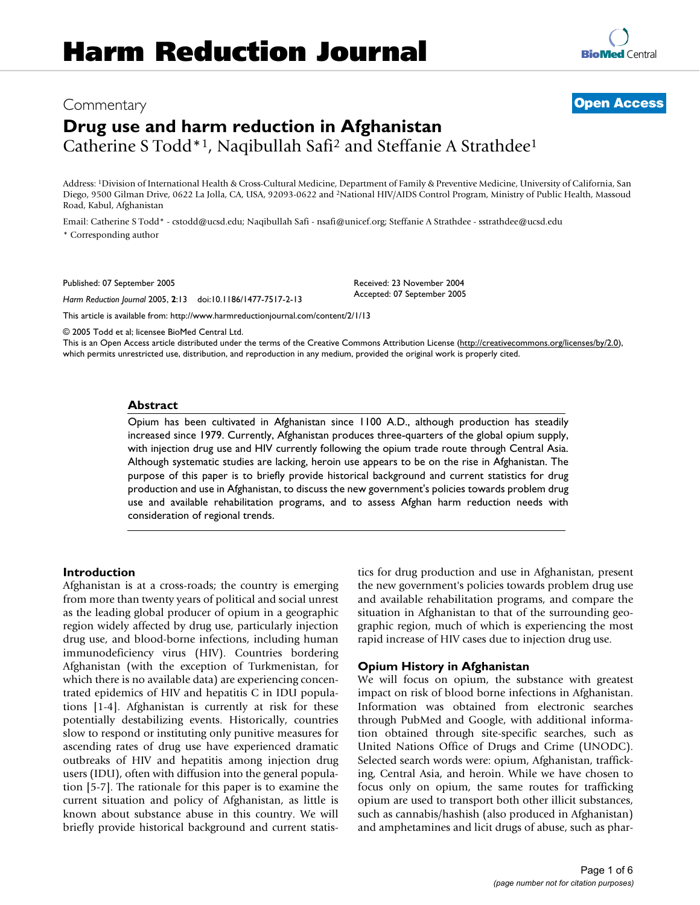# Harm Reduction Journal

Commentary

**Open Access**

## Drug use and harm reduction in Afghanistan

Catherine S Todd*[1], Naqibullah Safi[2] and Steffanie A Strathdee[1]

Address: [1]Division of International Health & Cross-Cultural Medicine, Department of Family & Preventive Medicine, University of California, San Diego, 9500 Gilman Drive, 0622 La Jolla, CA, USA, 92093-0622 and [2]National HIV/AIDS Control Program, Ministry of Public Health, Massoud Road, Kabul, Afghanistan

Email: Catherine S Todd* - cstodd@ucsd.edu; Naqibullah Safi - nsafi@unicef.org; Steffanie A Strathdee - sstrathdee@ucsd.edu

* Corresponding author

Published: 07 September 2005

*Harm Reduction Journal* 2005, **2**:13 doi:10.1186/1477-7517-2-13

Received: 23 November 2004
Accepted: 07 September 2005

This article is available from: http://www.harmreductionjournal.com/content/2/1/13

© 2005 Todd et al; licensee BioMed Central Ltd.
This is an Open Access article distributed under the terms of the Creative Commons Attribution License (http://creativecommons.org/licenses/by/2.0), which permits unrestricted use, distribution, and reproduction in any medium, provided the original work is properly cited.

### Abstract

Opium has been cultivated in Afghanistan since 1100 A.D., although production has steadily increased since 1979. Currently, Afghanistan produces three-quarters of the global opium supply, with injection drug use and HIV currently following the opium trade route through Central Asia. Although systematic studies are lacking, heroin use appears to be on the rise in Afghanistan. The purpose of this paper is to briefly provide historical background and current statistics for drug production and use in Afghanistan, to discuss the new government's policies towards problem drug use and available rehabilitation programs, and to assess Afghan harm reduction needs with consideration of regional trends.

### Introduction

Afghanistan is at a cross-roads; the country is emerging from more than twenty years of political and social unrest as the leading global producer of opium in a geographic region widely affected by drug use, particularly injection drug use, and blood-borne infections, including human immunodeficiency virus (HIV). Countries bordering Afghanistan (with the exception of Turkmenistan, for which there is no available data) are experiencing concentrated epidemics of HIV and hepatitis C in IDU populations [1-4]. Afghanistan is currently at risk for these potentially destabilizing events. Historically, countries slow to respond or instituting only punitive measures for ascending rates of drug use have experienced dramatic outbreaks of HIV and hepatitis among injection drug users (IDU), often with diffusion into the general population [5-7]. The rationale for this paper is to examine the current situation and policy of Afghanistan, as little is known about substance abuse in this country. We will briefly provide historical background and current statistics for drug production and use in Afghanistan, present the new government's policies towards problem drug use and available rehabilitation programs, and compare the situation in Afghanistan to that of the surrounding geographic region, much of which is experiencing the most rapid increase of HIV cases due to injection drug use.

### Opium History in Afghanistan

We will focus on opium, the substance with greatest impact on risk of blood borne infections in Afghanistan. Information was obtained from electronic searches through PubMed and Google, with additional information obtained through site-specific searches, such as United Nations Office of Drugs and Crime (UNODC). Selected search words were: opium, Afghanistan, trafficking, Central Asia, and heroin. While we have chosen to focus only on opium, the same routes for trafficking opium are used to transport both other illicit substances, such as cannabis/hashish (also produced in Afghanistan) and amphetamines and licit drugs of abuse, such as phar-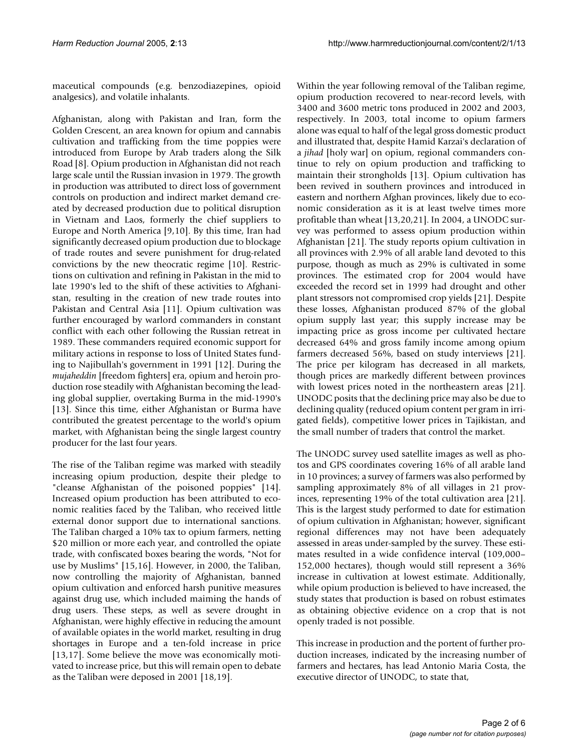maceutical compounds (e.g. benzodiazepines, opioid analgesics), and volatile inhalants.

Afghanistan, along with Pakistan and Iran, form the Golden Crescent, an area known for opium and cannabis cultivation and trafficking from the time poppies were introduced from Europe by Arab traders along the Silk Road [8]. Opium production in Afghanistan did not reach large scale until the Russian invasion in 1979. The growth in production was attributed to direct loss of government controls on production and indirect market demand created by decreased production due to political disruption in Vietnam and Laos, formerly the chief suppliers to Europe and North America [9,10]. By this time, Iran had significantly decreased opium production due to blockage of trade routes and severe punishment for drug-related convictions by the new theocratic regime [10]. Restrictions on cultivation and refining in Pakistan in the mid to late 1990's led to the shift of these activities to Afghanistan, resulting in the creation of new trade routes into Pakistan and Central Asia [11]. Opium cultivation was further encouraged by warlord commanders in constant conflict with each other following the Russian retreat in 1989. These commanders required economic support for military actions in response to loss of United States funding to Najibullah's government in 1991 [12]. During the *mujaheddin* [freedom fighters] era, opium and heroin production rose steadily with Afghanistan becoming the leading global supplier, overtaking Burma in the mid-1990's [13]. Since this time, either Afghanistan or Burma have contributed the greatest percentage to the world's opium market, with Afghanistan being the single largest country producer for the last four years.

The rise of the Taliban regime was marked with steadily increasing opium production, despite their pledge to "cleanse Afghanistan of the poisoned poppies" [14]. Increased opium production has been attributed to economic realities faced by the Taliban, who received little external donor support due to international sanctions. The Taliban charged a 10% tax to opium farmers, netting $20 million or more each year, and controlled the opiate trade, with confiscated boxes bearing the words, "Not for use by Muslims" [15,16]. However, in 2000, the Taliban, now controlling the majority of Afghanistan, banned opium cultivation and enforced harsh punitive measures against drug use, which included maiming the hands of drug users. These steps, as well as severe drought in Afghanistan, were highly effective in reducing the amount of available opiates in the world market, resulting in drug shortages in Europe and a ten-fold increase in price [13,17]. Some believe the move was economically motivated to increase price, but this will remain open to debate as the Taliban were deposed in 2001 [18,19].

Within the year following removal of the Taliban regime, opium production recovered to near-record levels, with 3400 and 3600 metric tons produced in 2002 and 2003, respectively. In 2003, total income to opium farmers alone was equal to half of the legal gross domestic product and illustrated that, despite Hamid Karzai's declaration of a *jihad* [holy war] on opium, regional commanders continue to rely on opium production and trafficking to maintain their strongholds [13]. Opium cultivation has been revived in southern provinces and introduced in eastern and northern Afghan provinces, likely due to economic consideration as it is at least twelve times more profitable than wheat [13,20,21]. In 2004, a UNODC survey was performed to assess opium production within Afghanistan [21]. The study reports opium cultivation in all provinces with 2.9% of all arable land devoted to this purpose, though as much as 29% is cultivated in some provinces. The estimated crop for 2004 would have exceeded the record set in 1999 had drought and other plant stressors not compromised crop yields [21]. Despite these losses, Afghanistan produced 87% of the global opium supply last year; this supply increase may be impacting price as gross income per cultivated hectare decreased 64% and gross family income among opium farmers decreased 56%, based on study interviews [21]. The price per kilogram has decreased in all markets, though prices are markedly different between provinces with lowest prices noted in the northeastern areas [21]. UNODC posits that the declining price may also be due to declining quality (reduced opium content per gram in irrigated fields), competitive lower prices in Tajikistan, and the small number of traders that control the market.

The UNODC survey used satellite images as well as photos and GPS coordinates covering 16% of all arable land in 10 provinces; a survey of farmers was also performed by sampling approximately 8% of all villages in 21 provinces, representing 19% of the total cultivation area [21]. This is the largest study performed to date for estimation of opium cultivation in Afghanistan; however, significant regional differences may not have been adequately assessed in areas under-sampled by the survey. These estimates resulted in a wide confidence interval (109,000–152,000 hectares), though would still represent a 36% increase in cultivation at lowest estimate. Additionally, while opium production is believed to have increased, the study states that production is based on robust estimates as obtaining objective evidence on a crop that is not openly traded is not possible.

This increase in production and the portent of further production increases, indicated by the increasing number of farmers and hectares, has lead Antonio Maria Costa, the executive director of UNODC, to state that,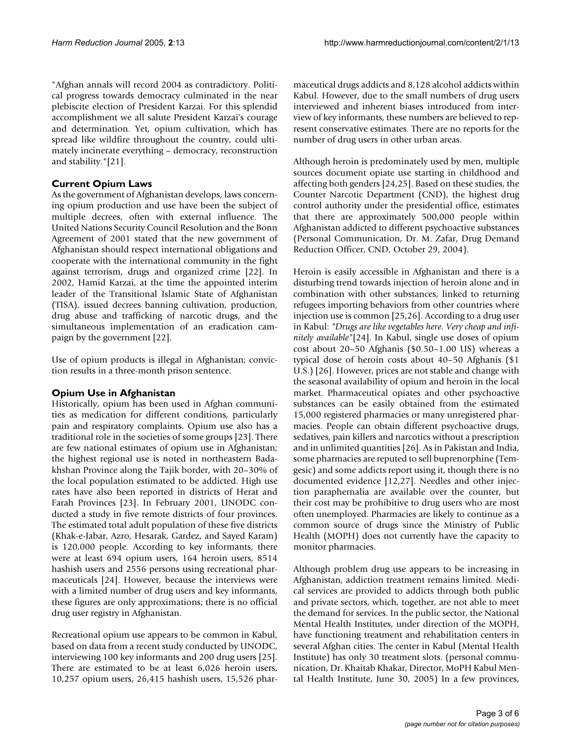"Afghan annals will record 2004 as contradictory. Political progress towards democracy culminated in the near plebiscite election of President Karzai. For this splendid accomplishment we all salute President Karzai's courage and determination. Yet, opium cultivation, which has spread like wildfire throughout the country, could ultimately incinerate everything – democracy, reconstruction and stability."[21].

## Current Opium Laws

As the government of Afghanistan develops, laws concerning opium production and use have been the subject of multiple decrees, often with external influence. The United Nations Security Council Resolution and the Bonn Agreement of 2001 stated that the new government of Afghanistan should respect international obligations and cooperate with the international community in the fight against terrorism, drugs and organized crime [22]. In 2002, Hamid Karzai, at the time the appointed interim leader of the Transitional Islamic State of Afghanistan (TISA), issued decrees banning cultivation, production, drug abuse and trafficking of narcotic drugs, and the simultaneous implementation of an eradication campaign by the government [22].

Use of opium products is illegal in Afghanistan; conviction results in a three-month prison sentence.

## Opium Use in Afghanistan

Historically, opium has been used in Afghan communities as medication for different conditions, particularly pain and respiratory complaints. Opium use also has a traditional role in the societies of some groups [23]. There are few national estimates of opium use in Afghanistan; the highest regional use is noted in northeastern Badakhshan Province along the Tajik border, with 20–30% of the local population estimated to be addicted. High use rates have also been reported in districts of Herat and Farah Provinces [23]. In February 2001, UNODC conducted a study in five remote districts of four provinces. The estimated total adult population of these five districts (Khak-e-Jabar, Azro, Hesarak, Gardez, and Sayed Karam) is 120,000 people. According to key informants, there were at least 694 opium users, 164 heroin users, 8514 hashish users and 2556 persons using recreational pharmaceuticals [24]. However, because the interviews were with a limited number of drug users and key informants, these figures are only approximations; there is no official drug user registry in Afghanistan.

Recreational opium use appears to be common in Kabul, based on data from a recent study conducted by UNODC, interviewing 100 key informants and 200 drug users [25]. There are estimated to be at least 6,026 heroin users, 10,257 opium users, 26,415 hashish users, 15,526 pharmaceutical drugs addicts and 8,128 alcohol addicts within Kabul. However, due to the small numbers of drug users interviewed and inherent biases introduced from interview of key informants, these numbers are believed to represent conservative estimates. There are no reports for the number of drug users in other urban areas.

Although heroin is predominately used by men, multiple sources document opiate use starting in childhood and affecting both genders [24,25]. Based on these studies, the Counter Narcotic Department (CND), the highest drug control authority under the presidential office, estimates that there are approximately 500,000 people within Afghanistan addicted to different psychoactive substances (Personal Communication, Dr. M. Zafar, Drug Demand Reduction Officer, CND, October 29, 2004).

Heroin is easily accessible in Afghanistan and there is a disturbing trend towards injection of heroin alone and in combination with other substances, linked to returning refugees importing behaviors from other countries where injection use is common [25,26]. According to a drug user in Kabul: "*Drugs are like vegetables here. Very cheap and infinitely available*"[24]. In Kabul, single use doses of opium cost about 20–50 Afghanis ($0.50–1.00 US) whereas a typical dose of heroin costs about 40–50 Afghanis ($1 U.S.) [26]. However, prices are not stable and change with the seasonal availability of opium and heroin in the local market. Pharmaceutical opiates and other psychoactive substances can be easily obtained from the estimated 15,000 registered pharmacies or many unregistered pharmacies. People can obtain different psychoactive drugs, sedatives, pain killers and narcotics without a prescription and in unlimited quantities [26]. As in Pakistan and India, some pharmacies are reputed to sell buprenorphine (Temgesic) and some addicts report using it, though there is no documented evidence [12,27]. Needles and other injection paraphernalia are available over the counter, but their cost may be prohibitive to drug users who are most often unemployed. Pharmacies are likely to continue as a common source of drugs since the Ministry of Public Health (MOPH) does not currently have the capacity to monitor pharmacies.

Although problem drug use appears to be increasing in Afghanistan, addiction treatment remains limited. Medical services are provided to addicts through both public and private sectors, which, together, are not able to meet the demand for services. In the public sector, the National Mental Health Institutes, under direction of the MOPH, have functioning treatment and rehabilitation centers in several Afghan cities. The center in Kabul (Mental Health Institute) has only 30 treatment slots. (personal communication, Dr. Khaitab Khakar, Director, MoPH Kabul Mental Health Institute, June 30, 2005) In a few provinces,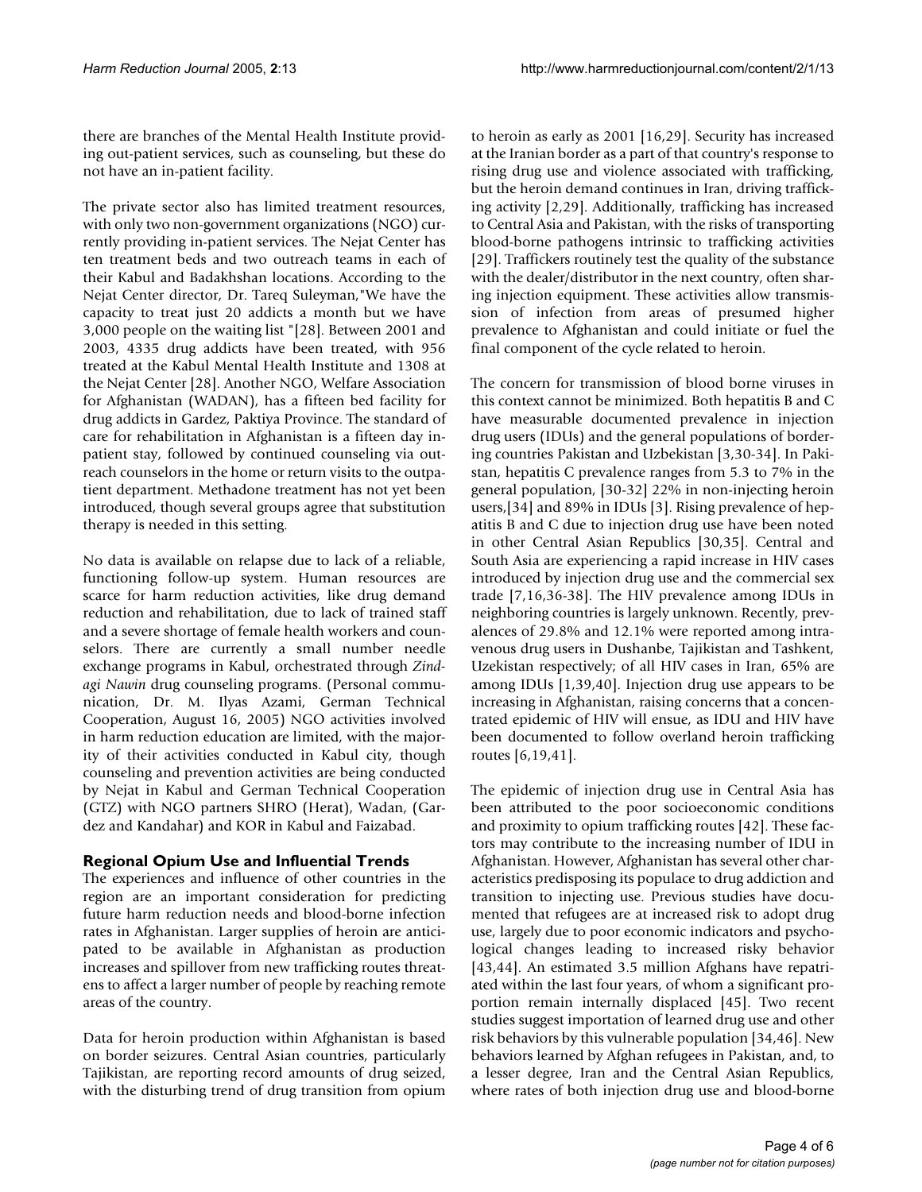there are branches of the Mental Health Institute providing out-patient services, such as counseling, but these do not have an in-patient facility.

The private sector also has limited treatment resources, with only two non-government organizations (NGO) currently providing in-patient services. The Nejat Center has ten treatment beds and two outreach teams in each of their Kabul and Badakhshan locations. According to the Nejat Center director, Dr. Tareq Suleyman,"We have the capacity to treat just 20 addicts a month but we have 3,000 people on the waiting list "[28]. Between 2001 and 2003, 4335 drug addicts have been treated, with 956 treated at the Kabul Mental Health Institute and 1308 at the Nejat Center [28]. Another NGO, Welfare Association for Afghanistan (WADAN), has a fifteen bed facility for drug addicts in Gardez, Paktiya Province. The standard of care for rehabilitation in Afghanistan is a fifteen day in-patient stay, followed by continued counseling via outreach counselors in the home or return visits to the outpatient department. Methadone treatment has not yet been introduced, though several groups agree that substitution therapy is needed in this setting.

No data is available on relapse due to lack of a reliable, functioning follow-up system. Human resources are scarce for harm reduction activities, like drug demand reduction and rehabilitation, due to lack of trained staff and a severe shortage of female health workers and counselors. There are currently a small number needle exchange programs in Kabul, orchestrated through *Zindagi Nawin* drug counseling programs. (Personal communication, Dr. M. Ilyas Azami, German Technical Cooperation, August 16, 2005) NGO activities involved in harm reduction education are limited, with the majority of their activities conducted in Kabul city, though counseling and prevention activities are being conducted by Nejat in Kabul and German Technical Cooperation (GTZ) with NGO partners SHRO (Herat), Wadan, (Gardez and Kandahar) and KOR in Kabul and Faizabad.

## Regional Opium Use and Influential Trends

The experiences and influence of other countries in the region are an important consideration for predicting future harm reduction needs and blood-borne infection rates in Afghanistan. Larger supplies of heroin are anticipated to be available in Afghanistan as production increases and spillover from new trafficking routes threatens to affect a larger number of people by reaching remote areas of the country.

Data for heroin production within Afghanistan is based on border seizures. Central Asian countries, particularly Tajikistan, are reporting record amounts of drug seized, with the disturbing trend of drug transition from opium to heroin as early as 2001 [16,29]. Security has increased at the Iranian border as a part of that country's response to rising drug use and violence associated with trafficking, but the heroin demand continues in Iran, driving trafficking activity [2,29]. Additionally, trafficking has increased to Central Asia and Pakistan, with the risks of transporting blood-borne pathogens intrinsic to trafficking activities [29]. Traffickers routinely test the quality of the substance with the dealer/distributor in the next country, often sharing injection equipment. These activities allow transmission of infection from areas of presumed higher prevalence to Afghanistan and could initiate or fuel the final component of the cycle related to heroin.

The concern for transmission of blood borne viruses in this context cannot be minimized. Both hepatitis B and C have measurable documented prevalence in injection drug users (IDUs) and the general populations of bordering countries Pakistan and Uzbekistan [3,30-34]. In Pakistan, hepatitis C prevalence ranges from 5.3 to 7% in the general population, [30-32] 22% in non-injecting heroin users,[34] and 89% in IDUs [3]. Rising prevalence of hepatitis B and C due to injection drug use have been noted in other Central Asian Republics [30,35]. Central and South Asia are experiencing a rapid increase in HIV cases introduced by injection drug use and the commercial sex trade [7,16,36-38]. The HIV prevalence among IDUs in neighboring countries is largely unknown. Recently, prevalences of 29.8% and 12.1% were reported among intravenous drug users in Dushanbe, Tajikistan and Tashkent, Uzekistan respectively; of all HIV cases in Iran, 65% are among IDUs [1,39,40]. Injection drug use appears to be increasing in Afghanistan, raising concerns that a concentrated epidemic of HIV will ensue, as IDU and HIV have been documented to follow overland heroin trafficking routes [6,19,41].

The epidemic of injection drug use in Central Asia has been attributed to the poor socioeconomic conditions and proximity to opium trafficking routes [42]. These factors may contribute to the increasing number of IDU in Afghanistan. However, Afghanistan has several other characteristics predisposing its populace to drug addiction and transition to injecting use. Previous studies have documented that refugees are at increased risk to adopt drug use, largely due to poor economic indicators and psychological changes leading to increased risky behavior [43,44]. An estimated 3.5 million Afghans have repatriated within the last four years, of whom a significant proportion remain internally displaced [45]. Two recent studies suggest importation of learned drug use and other risk behaviors by this vulnerable population [34,46]. New behaviors learned by Afghan refugees in Pakistan, and, to a lesser degree, Iran and the Central Asian Republics, where rates of both injection drug use and blood-borne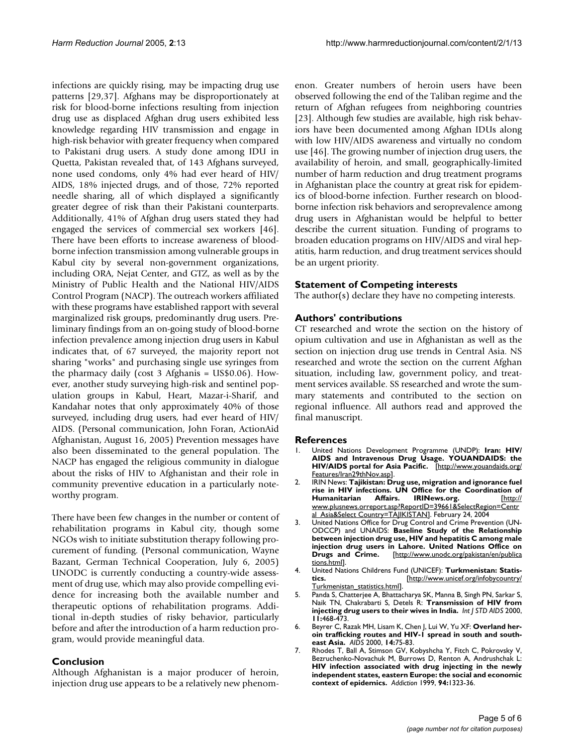infections are quickly rising, may be impacting drug use patterns [29,37]. Afghans may be disproportionately at risk for blood-borne infections resulting from injection drug use as displaced Afghan drug users exhibited less knowledge regarding HIV transmission and engage in high-risk behavior with greater frequency when compared to Pakistani drug users. A study done among IDU in Quetta, Pakistan revealed that, of 143 Afghans surveyed, none used condoms, only 4% had ever heard of HIV/AIDS, 18% injected drugs, and of those, 72% reported needle sharing, all of which displayed a significantly greater degree of risk than their Pakistani counterparts. Additionally, 41% of Afghan drug users stated they had engaged the services of commercial sex workers [46]. There have been efforts to increase awareness of blood-borne infection transmission among vulnerable groups in Kabul city by several non-government organizations, including ORA, Nejat Center, and GTZ, as well as by the Ministry of Public Health and the National HIV/AIDS Control Program (NACP). The outreach workers affiliated with these programs have established rapport with several marginalized risk groups, predominantly drug users. Preliminary findings from an on-going study of blood-borne infection prevalence among injection drug users in Kabul indicates that, of 67 surveyed, the majority report not sharing "works" and purchasing single use syringes from the pharmacy daily (cost 3 Afghanis = US$0.06). However, another study surveying high-risk and sentinel population groups in Kabul, Heart, Mazar-i-Sharif, and Kandahar notes that only approximately 40% of those surveyed, including drug users, had ever heard of HIV/AIDS. (Personal communication, John Foran, ActionAid Afghanistan, August 16, 2005) Prevention messages have also been disseminated to the general population. The NACP has engaged the religious community in dialogue about the risks of HIV to Afghanistan and their role in community preventive education in a particularly noteworthy program.

There have been few changes in the number or content of rehabilitation programs in Kabul city, though some NGOs wish to initiate substitution therapy following procurement of funding. (Personal communication, Wayne Bazant, German Technical Cooperation, July 6, 2005) UNODC is currently conducting a country-wide assessment of drug use, which may also provide compelling evidence for increasing both the available number and therapeutic options of rehabilitation programs. Additional in-depth studies of risky behavior, particularly before and after the introduction of a harm reduction program, would provide meaningful data.

## Conclusion

Although Afghanistan is a major producer of heroin, injection drug use appears to be a relatively new phenomenon. Greater numbers of heroin users have been observed following the end of the Taliban regime and the return of Afghan refugees from neighboring countries [23]. Although few studies are available, high risk behaviors have been documented among Afghan IDUs along with low HIV/AIDS awareness and virtually no condom use [46]. The growing number of injection drug users, the availability of heroin, and small, geographically-limited number of harm reduction and drug treatment programs in Afghanistan place the country at great risk for epidemics of blood-borne infection. Further research on blood-borne infection risk behaviors and seroprevalence among drug users in Afghanistan would be helpful to better describe the current situation. Funding of programs to broaden education programs on HIV/AIDS and viral hepatitis, harm reduction, and drug treatment services should be an urgent priority.

## Statement of Competing interests

The author(s) declare they have no competing interests.

## Authors' contributions

CT researched and wrote the section on the history of opium cultivation and use in Afghanistan as well as the section on injection drug use trends in Central Asia. NS researched and wrote the section on the current Afghan situation, including law, government policy, and treatment services available. SS researched and wrote the summary statements and contributed to the section on regional influence. All authors read and approved the final manuscript.

## References

1. United Nations Development Programme (UNDP): **Iran: HIV/AIDS and Intravenous Drug Usage. YOUANDAIDS: the HIV/AIDS portal for Asia Pacific.** [http://www.youandaids.org/Features/Iran29thNov.asp].
2. IRIN News: **Tajikistan: Drug use, migration and ignorance fuel rise in HIV infections. UN Office for the Coordination of Humanitarian Affairs. IRINews.org.** [http://www.plusnews.orreport.asp?ReportID=39661&SelectRegion=Central_Asia&Select Country=TAJIKISTAN]. February 24, 2004
3. United Nations Office for Drug Control and Crime Prevention (UNODCCP) and UNAIDS: **Baseline Study of the Relationship between injection drug use, HIV and hepatitis C among male injection drug users in Lahore. United Nations Office on Drugs and Crime.** [http://www.unodc.org/pakistan/en/publications.html].
4. United Nations Childrens Fund (UNICEF): **Turkmenistan: Statistics.** [http://www.unicef.org/infobycountry/Turkmenistan_statistics.html].
5. Panda S, Chatterjee A, Bhattacharya SK, Manna B, Singh PN, Sarkar S, Naik TN, Chakrabarti S, Detels R: **Transmission of HIV from injecting drug users to their wives in India.** *Int J STD AIDS* 2000, **11:**468-473.
6. Beyrer C, Razak MH, Lisam K, Chen J, Lui W, Yu XF: **Overland heroin trafficking routes and HIV-1 spread in south and south-east Asia.** *AIDS* 2000, **14:**75-83.
7. Rhodes T, Ball A, Stimson GV, Kobyshcha Y, Fitch C, Pokrovsky V, Bezruchenko-Novachuk M, Burrows D, Renton A, Andrushchak L: **HIV infection associated with drug injecting in the newly independent states, eastern Europe: the social and economic context of epidemics.** *Addiction* 1999, **94:**1323-36.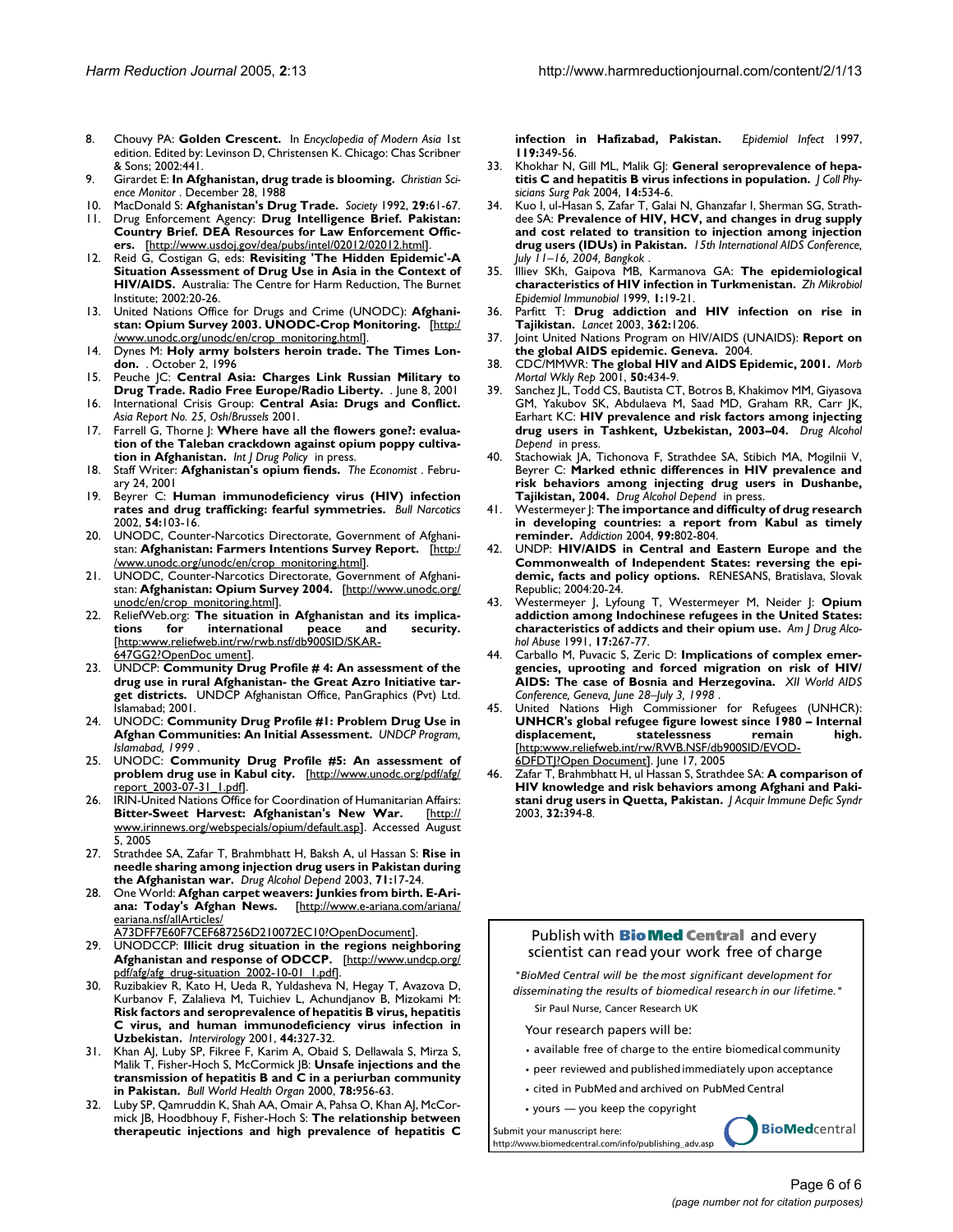8. Chouvy PA: **Golden Crescent.** In *Encyclopedia of Modern Asia* 1st edition. Edited by: Levinson D, Christensen K. Chicago: Chas Scribner & Sons; 2002:441.
9. Girardet E: **In Afghanistan, drug trade is blooming.** *Christian Science Monitor* . December 28, 1988
10. MacDonald S: **Afghanistan's Drug Trade.** *Society* 1992, **29:**61-67.
11. Drug Enforcement Agency: **Drug Intelligence Brief. Pakistan: Country Brief. DEA Resources for Law Enforcement Officers.** [http://www.usdoj.gov/dea/pubs/intel/02012/02012.html].
12. Reid G, Costigan G, eds: **Revisiting 'The Hidden Epidemic'-A Situation Assessment of Drug Use in Asia in the Context of HIV/AIDS.** Australia: The Centre for Harm Reduction, The Burnet Institute; 2002:20-26.
13. United Nations Office for Drugs and Crime (UNODC): **Afghanistan: Opium Survey 2003. UNODC-Crop Monitoring.** [http://www.unodc.org/unodc/en/crop_monitoring.html].
14. Dynes M: **Holy army bolsters heroin trade. The Times London.** . October 2, 1996
15. Peuche JC: **Central Asia: Charges Link Russian Military to Drug Trade. Radio Free Europe/Radio Liberty.** . June 8, 2001
16. International Crisis Group: **Central Asia: Drugs and Conflict.** *Asia Report No. 25, Osh/Brussels* 2001.
17. Farrell G, Thorne J: **Where have all the flowers gone?: evaluation of the Taleban crackdown against opium poppy cultivation in Afghanistan.** *Int J Drug Policy* in press.
18. Staff Writer: **Afghanistan's opium fiends.** *The Economist* . February 24, 2001
19. Beyrer C: **Human immunodeficiency virus (HIV) infection rates and drug trafficking: fearful symmetries.** *Bull Narcotics* 2002, **54:**103-16.
20. UNODC, Counter-Narcotics Directorate, Government of Afghanistan: **Afghanistan: Farmers Intentions Survey Report.** [http://www.unodc.org/unodc/en/crop_monitoring.html].
21. UNODC, Counter-Narcotics Directorate, Government of Afghanistan: **Afghanistan: Opium Survey 2004.** [http://www.unodc.org/unodc/en/crop_monitoring.html].
22. ReliefWeb.org: **The situation in Afghanistan and its implications for international peace and security.** [http:www.reliefweb.int/rw/rwb.nsf/db900SID/SKAR-647GG2?OpenDocument].
23. UNDCP: **Community Drug Profile # 4: An assessment of the drug use in rural Afghanistan- the Great Azro Initiative target districts.** UNDCP Afghanistan Office, PanGraphics (Pvt) Ltd. Islamabad; 2001.
24. UNODC: **Community Drug Profile #1: Problem Drug Use in Afghan Communities: An Initial Assessment.** *UNDCP Program, Islamabad, 1999* .
25. UNODC: **Community Drug Profile #5: An assessment of problem drug use in Kabul city.** [http://www.unodc.org/pdf/afg/report_2003-07-31_1.pdf].
26. IRIN-United Nations Office for Coordination of Humanitarian Affairs: **Bitter-Sweet Harvest: Afghanistan's New War.** [http://www.irinnews.org/webspecials/opium/default.asp]. Accessed August 5, 2005
27. Strathdee SA, Zafar T, Brahmbhatt H, Baksh A, ul Hassan S: **Rise in needle sharing among injection drug users in Pakistan during the Afghanistan war.** *Drug Alcohol Depend* 2003, **71:**17-24.
28. One World: **Afghan carpet weavers: Junkies from birth. E-Ariana: Today's Afghan News.** [http://www.e-ariana.com/ariana/eariana.nsf/allArticles/A73DFF7E60F7CEF687256D210072EC10?OpenDocument].
29. UNODCCP: **Illicit drug situation in the regions neighboring Afghanistan and response of ODCCP.** [http://www.undcp.org/pdf/afg/afg_drug-situation_2002-10-01_1.pdf].
30. Ruzibakiev R, Kato H, Ueda R, Yuldasheva N, Hegay T, Avazova D, Kurbanov F, Zalalieva M, Tuichiev L, Achundjanov B, Mizokami M: **Risk factors and seroprevalence of hepatitis B virus, hepatitis C virus, and human immunodeficiency virus infection in Uzbekistan.** *Intervirology* 2001, **44:**327-32.
31. Khan AJ, Luby SP, Fikree F, Karim A, Obaid S, Dellawala S, Mirza S, Malik T, Fisher-Hoch S, McCormick JB: **Unsafe injections and the transmission of hepatitis B and C in a periurban community in Pakistan.** *Bull World Health Organ* 2000, **78:**956-63.
32. Luby SP, Qamruddin K, Shah AA, Omair A, Pahsa O, Khan AJ, McCormick JB, Hoodbhouy F, Fisher-Hoch S: **The relationship between therapeutic injections and high prevalence of hepatitis C infection in Hafizabad, Pakistan.** *Epidemiol Infect* 1997, **119:**349-56.
33. Khokhar N, Gill ML, Malik GJ: **General seroprevalence of hepatitis C and hepatitis B virus infections in population.** *J Coll Physicians Surg Pak* 2004, **14:**534-6.
34. Kuo I, ul-Hasan S, Zafar T, Galai N, Ghanzafar I, Sherman SG, Strathdee SA: **Prevalence of HIV, HCV, and changes in drug supply and cost related to transition to injection among injection drug users (IDUs) in Pakistan.** *15th International AIDS Conference, July 11–16, 2004, Bangkok* .
35. Illiev SKh, Gaipova MB, Karmanova GA: **The epidemiological characteristics of HIV infection in Turkmenistan.** *Zh Mikrobiol Epidemiol Immunobiol* 1999, **1:**19-21.
36. Parfitt T: **Drug addiction and HIV infection on rise in Tajikistan.** *Lancet* 2003, **362:**1206.
37. Joint United Nations Program on HIV/AIDS (UNAIDS): **Report on the global AIDS epidemic. Geneva.** 2004.
38. CDC/MMWR: **The global HIV and AIDS Epidemic, 2001.** *Morb Mortal Wkly Rep* 2001, **50:**434-9.
39. Sanchez JL, Todd CS, Bautista CT, Botros B, Khakimov MM, Giyasova GM, Yakubov SK, Abdulaeva M, Saad MD, Graham RR, Carr JK, Earhart KC: **HIV prevalence and risk factors among injecting drug users in Tashkent, Uzbekistan, 2003–04.** *Drug Alcohol Depend* in press.
40. Stachowiak JA, Tichonova F, Strathdee SA, Stibich MA, Mogilnii V, Beyrer C: **Marked ethnic differences in HIV prevalence and risk behaviors among injecting drug users in Dushanbe, Tajikistan, 2004.** *Drug Alcohol Depend* in press.
41. Westermeyer J: **The importance and difficulty of drug research in developing countries: a report from Kabul as timely reminder.** *Addiction* 2004, **99:**802-804.
42. UNDP: **HIV/AIDS in Central and Eastern Europe and the Commonwealth of Independent States: reversing the epidemic, facts and policy options.** RENESANS, Bratislava, Slovak Republic; 2004:20-24.
43. Westermeyer J, Lyfoung T, Westermeyer M, Neider J: **Opium addiction among Indochinese refugees in the United States: characteristics of addicts and their opium use.** *Am J Drug Alcohol Abuse* 1991, **17:**267-77.
44. Carballo M, Puvacic S, Zeric D: **Implications of complex emergencies, uprooting and forced migration on risk of HIV/AIDS: The case of Bosnia and Herzegovina.** *XII World AIDS Conference, Geneva, June 28–July 3, 1998* .
45. United Nations High Commissioner for Refugees (UNHCR): **UNHCR's global refugee figure lowest since 1980 – Internal displacement, statelessness remain high.** [http:www.reliefweb.int/rw/RWB.NSF/db900SID/EVOD-6DFDTJ?Open Document]. June 17, 2005
46. Zafar T, Brahmbhatt H, ul Hassan S, Strathdee SA: **A comparison of HIV knowledge and risk behaviors among Afghani and Pakistani drug users in Quetta, Pakistan.** *J Acquir Immune Defic Syndr* 2003, **32:**394-8.

Publish with **BioMed Central** and every scientist can read your work free of charge

*"BioMed Central will be the most significant development for disseminating the results of biomedical research in our lifetime."*

Sir Paul Nurse, Cancer Research UK

Your research papers will be:

- available free of charge to the entire biomedical community
- peer reviewed and published immediately upon acceptance
- cited in PubMed and archived on PubMed Central
- yours — you keep the copyright

Submit your manuscript here:
http://www.biomedcentral.com/info/publishing_adv.asp

**BioMed**central